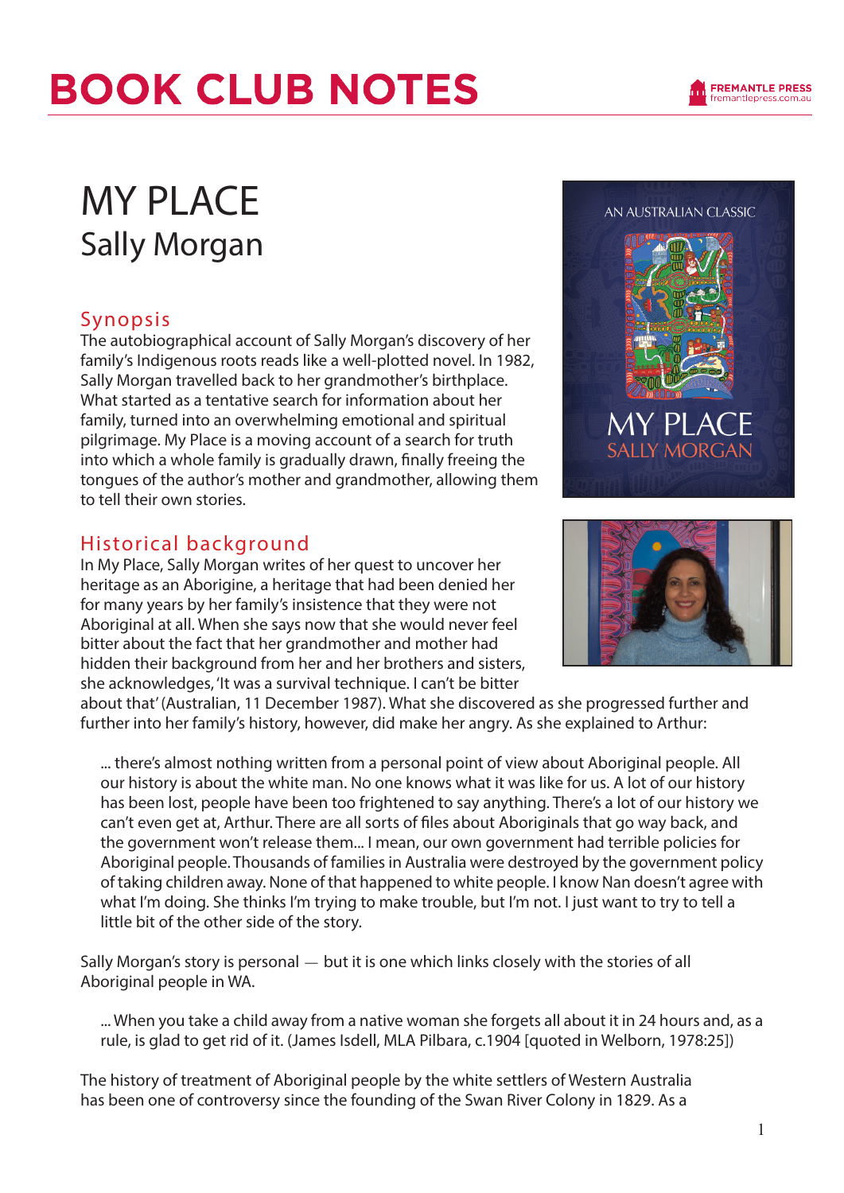# BOOK CLUB NOTES

# MY PLACE

## Sally Morgan

### Synopsis

The autobiographical account of Sally Morgan's discovery of her family's Indigenous roots reads like a well-plotted novel. In 1982, Sally Morgan travelled back to her grandmother's birthplace. What started as a tentative search for information about her family, turned into an overwhelming emotional and spiritual pilgrimage. My Place is a moving account of a search for truth into which a whole family is gradually drawn, finally freeing the tongues of the author's mother and grandmother, allowing them to tell their own stories.

### Historical background

In My Place, Sally Morgan writes of her quest to uncover her heritage as an Aborigine, a heritage that had been denied her for many years by her family's insistence that they were not Aboriginal at all. When she says now that she would never feel bitter about the fact that her grandmother and mother had hidden their background from her and her brothers and sisters, she acknowledges, 'It was a survival technique. I can't be bitter about that' (Australian, 11 December 1987). What she discovered as she progressed further and further into her family's history, however, did make her angry. As she explained to Arthur:

> ... there's almost nothing written from a personal point of view about Aboriginal people. All our history is about the white man. No one knows what it was like for us. A lot of our history has been lost, people have been too frightened to say anything. There's a lot of our history we can't even get at, Arthur. There are all sorts of files about Aboriginals that go way back, and the government won't release them... I mean, our own government had terrible policies for Aboriginal people. Thousands of families in Australia were destroyed by the government policy of taking children away. None of that happened to white people. I know Nan doesn't agree with what I'm doing. She thinks I'm trying to make trouble, but I'm not. I just want to try to tell a little bit of the other side of the story.

Sally Morgan's story is personal — but it is one which links closely with the stories of all Aboriginal people in WA.

> ... When you take a child away from a native woman she forgets all about it in 24 hours and, as a rule, is glad to get rid of it. (James Isdell, MLA Pilbara, c.1904 [quoted in Welborn, 1978:25])

The history of treatment of Aboriginal people by the white settlers of Western Australia has been one of controversy since the founding of the Swan River Colony in 1829. As a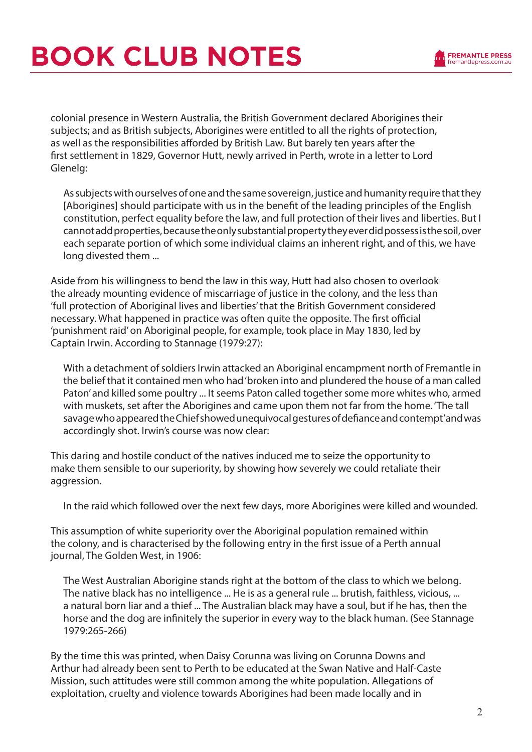colonial presence in Western Australia, the British Government declared Aborigines their subjects; and as British subjects, Aborigines were entitled to all the rights of protection, as well as the responsibilities afforded by British Law. But barely ten years after the first settlement in 1829, Governor Hutt, newly arrived in Perth, wrote in a letter to Lord Glenelg:

> As subjects with ourselves of one and the same sovereign, justice and humanity require that they [Aborigines] should participate with us in the benefit of the leading principles of the English constitution, perfect equality before the law, and full protection of their lives and liberties. But I cannot add properties, because the only substantial property they ever did possess is the soil, over each separate portion of which some individual claims an inherent right, and of this, we have long divested them ...

Aside from his willingness to bend the law in this way, Hutt had also chosen to overlook the already mounting evidence of miscarriage of justice in the colony, and the less than 'full protection of Aboriginal lives and liberties' that the British Government considered necessary. What happened in practice was often quite the opposite. The first official 'punishment raid' on Aboriginal people, for example, took place in May 1830, led by Captain Irwin. According to Stannage (1979:27):

> With a detachment of soldiers Irwin attacked an Aboriginal encampment north of Fremantle in the belief that it contained men who had 'broken into and plundered the house of a man called Paton' and killed some poultry ... It seems Paton called together some more whites who, armed with muskets, set after the Aborigines and came upon them not far from the home. 'The tall savage who appeared the Chief showed unequivocal gestures of defiance and contempt' and was accordingly shot. Irwin's course was now clear:

This daring and hostile conduct of the natives induced me to seize the opportunity to make them sensible to our superiority, by showing how severely we could retaliate their aggression.

> In the raid which followed over the next few days, more Aborigines were killed and wounded.

This assumption of white superiority over the Aboriginal population remained within the colony, and is characterised by the following entry in the first issue of a Perth annual journal, The Golden West, in 1906:

> The West Australian Aborigine stands right at the bottom of the class to which we belong. The native black has no intelligence ... He is as a general rule ... brutish, faithless, vicious, ... a natural born liar and a thief ... The Australian black may have a soul, but if he has, then the horse and the dog are infinitely the superior in every way to the black human. (See Stannage 1979:265-266)

By the time this was printed, when Daisy Corunna was living on Corunna Downs and Arthur had already been sent to Perth to be educated at the Swan Native and Half-Caste Mission, such attitudes were still common among the white population. Allegations of exploitation, cruelty and violence towards Aborigines had been made locally and in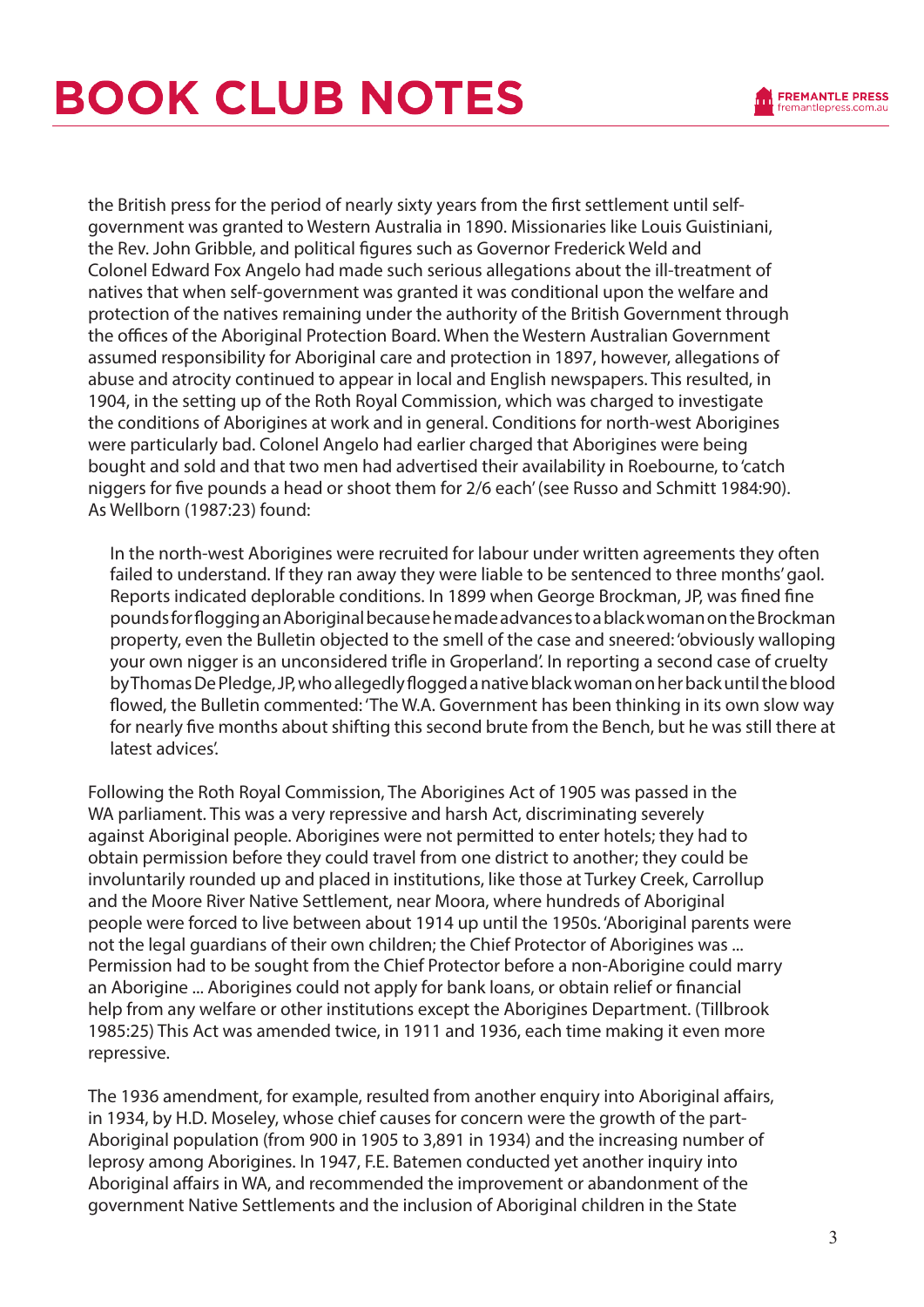the British press for the period of nearly sixty years from the first settlement until self-government was granted to Western Australia in 1890. Missionaries like Louis Guistiniani, the Rev. John Gribble, and political figures such as Governor Frederick Weld and Colonel Edward Fox Angelo had made such serious allegations about the ill-treatment of natives that when self-government was granted it was conditional upon the welfare and protection of the natives remaining under the authority of the British Government through the offices of the Aboriginal Protection Board. When the Western Australian Government assumed responsibility for Aboriginal care and protection in 1897, however, allegations of abuse and atrocity continued to appear in local and English newspapers. This resulted, in 1904, in the setting up of the Roth Royal Commission, which was charged to investigate the conditions of Aborigines at work and in general. Conditions for north-west Aborigines were particularly bad. Colonel Angelo had earlier charged that Aborigines were being bought and sold and that two men had advertised their availability in Roebourne, to 'catch niggers for five pounds a head or shoot them for 2/6 each' (see Russo and Schmitt 1984:90). As Wellborn (1987:23) found:

> In the north-west Aborigines were recruited for labour under written agreements they often failed to understand. If they ran away they were liable to be sentenced to three months' gaol. Reports indicated deplorable conditions. In 1899 when George Brockman, JP, was fined fine pounds for flogging an Aboriginal because he made advances to a black woman on the Brockman property, even the Bulletin objected to the smell of the case and sneered: 'obviously walloping your own nigger is an unconsidered trifle in Groperland'. In reporting a second case of cruelty by Thomas De Pledge, JP, who allegedly flogged a native black woman on her back until the blood flowed, the Bulletin commented: 'The W.A. Government has been thinking in its own slow way for nearly five months about shifting this second brute from the Bench, but he was still there at latest advices'.

Following the Roth Royal Commission, The Aborigines Act of 1905 was passed in the WA parliament. This was a very repressive and harsh Act, discriminating severely against Aboriginal people. Aborigines were not permitted to enter hotels; they had to obtain permission before they could travel from one district to another; they could be involuntarily rounded up and placed in institutions, like those at Turkey Creek, Carrollup and the Moore River Native Settlement, near Moora, where hundreds of Aboriginal people were forced to live between about 1914 up until the 1950s. 'Aboriginal parents were not the legal guardians of their own children; the Chief Protector of Aborigines was ... Permission had to be sought from the Chief Protector before a non-Aborigine could marry an Aborigine ... Aborigines could not apply for bank loans, or obtain relief or financial help from any welfare or other institutions except the Aborigines Department. (Tillbrook 1985:25) This Act was amended twice, in 1911 and 1936, each time making it even more repressive.

The 1936 amendment, for example, resulted from another enquiry into Aboriginal affairs, in 1934, by H.D. Moseley, whose chief causes for concern were the growth of the part-Aboriginal population (from 900 in 1905 to 3,891 in 1934) and the increasing number of leprosy among Aborigines. In 1947, F.E. Batemen conducted yet another inquiry into Aboriginal affairs in WA, and recommended the improvement or abandonment of the government Native Settlements and the inclusion of Aboriginal children in the State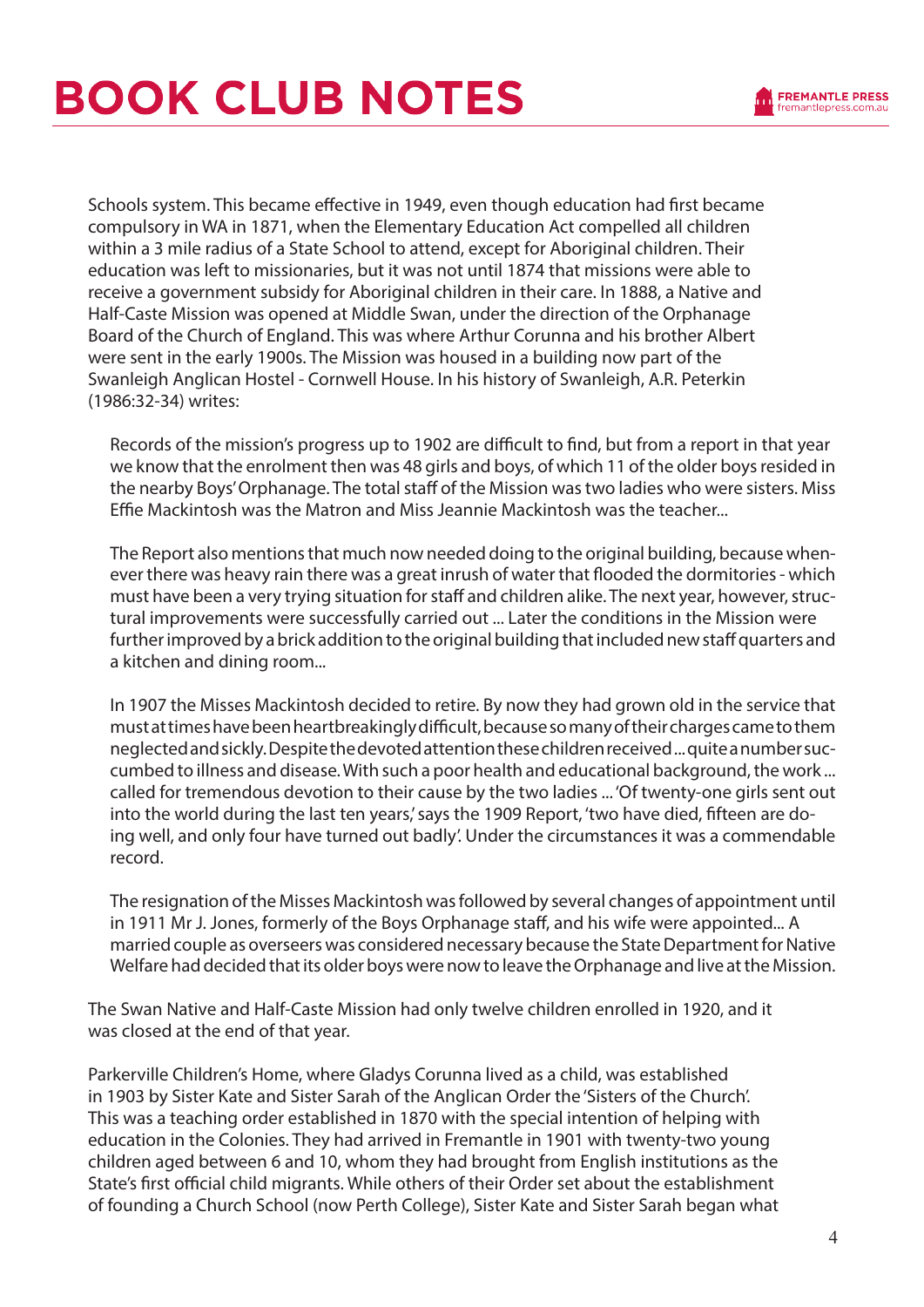Schools system. This became effective in 1949, even though education had first became compulsory in WA in 1871, when the Elementary Education Act compelled all children within a 3 mile radius of a State School to attend, except for Aboriginal children. Their education was left to missionaries, but it was not until 1874 that missions were able to receive a government subsidy for Aboriginal children in their care. In 1888, a Native and Half-Caste Mission was opened at Middle Swan, under the direction of the Orphanage Board of the Church of England. This was where Arthur Corunna and his brother Albert were sent in the early 1900s. The Mission was housed in a building now part of the Swanleigh Anglican Hostel - Cornwell House. In his history of Swanleigh, A.R. Peterkin (1986:32-34) writes:

> Records of the mission's progress up to 1902 are difficult to find, but from a report in that year we know that the enrolment then was 48 girls and boys, of which 11 of the older boys resided in the nearby Boys' Orphanage. The total staff of the Mission was two ladies who were sisters. Miss Effie Mackintosh was the Matron and Miss Jeannie Mackintosh was the teacher...
>
> The Report also mentions that much now needed doing to the original building, because whenever there was heavy rain there was a great inrush of water that flooded the dormitories - which must have been a very trying situation for staff and children alike. The next year, however, structural improvements were successfully carried out ... Later the conditions in the Mission were further improved by a brick addition to the original building that included new staff quarters and a kitchen and dining room...
>
> In 1907 the Misses Mackintosh decided to retire. By now they had grown old in the service that must at times have been heartbreakingly difficult, because so many of their charges came to them neglected and sickly. Despite the devoted attention these children received ... quite a number succumbed to illness and disease. With such a poor health and educational background, the work ... called for tremendous devotion to their cause by the two ladies ... 'Of twenty-one girls sent out into the world during the last ten years,' says the 1909 Report, 'two have died, fifteen are doing well, and only four have turned out badly'. Under the circumstances it was a commendable record.
>
> The resignation of the Misses Mackintosh was followed by several changes of appointment until in 1911 Mr J. Jones, formerly of the Boys Orphanage staff, and his wife were appointed... A married couple as overseers was considered necessary because the State Department for Native Welfare had decided that its older boys were now to leave the Orphanage and live at the Mission.

The Swan Native and Half-Caste Mission had only twelve children enrolled in 1920, and it was closed at the end of that year.

Parkerville Children's Home, where Gladys Corunna lived as a child, was established in 1903 by Sister Kate and Sister Sarah of the Anglican Order the 'Sisters of the Church'. This was a teaching order established in 1870 with the special intention of helping with education in the Colonies. They had arrived in Fremantle in 1901 with twenty-two young children aged between 6 and 10, whom they had brought from English institutions as the State's first official child migrants. While others of their Order set about the establishment of founding a Church School (now Perth College), Sister Kate and Sister Sarah began what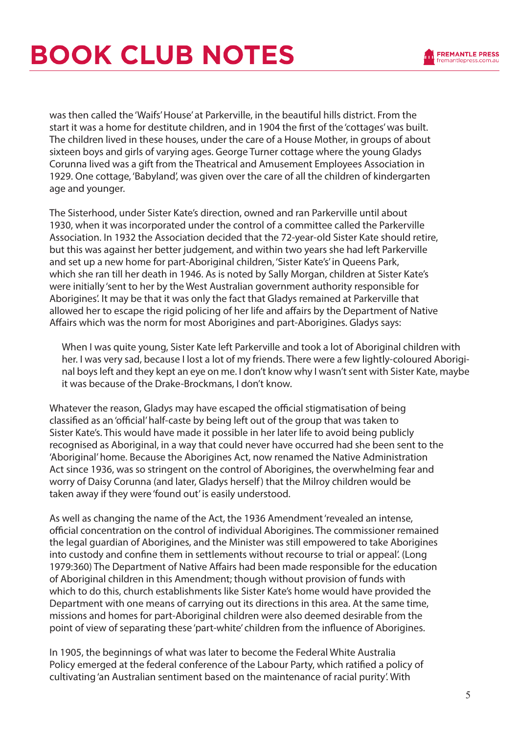was then called the 'Waifs' House' at Parkerville, in the beautiful hills district. From the start it was a home for destitute children, and in 1904 the first of the 'cottages' was built. The children lived in these houses, under the care of a House Mother, in groups of about sixteen boys and girls of varying ages. George Turner cottage where the young Gladys Corunna lived was a gift from the Theatrical and Amusement Employees Association in 1929. One cottage, 'Babyland', was given over the care of all the children of kindergarten age and younger.

The Sisterhood, under Sister Kate's direction, owned and ran Parkerville until about 1930, when it was incorporated under the control of a committee called the Parkerville Association. In 1932 the Association decided that the 72-year-old Sister Kate should retire, but this was against her better judgement, and within two years she had left Parkerville and set up a new home for part-Aboriginal children, 'Sister Kate's' in Queens Park, which she ran till her death in 1946. As is noted by Sally Morgan, children at Sister Kate's were initially 'sent to her by the West Australian government authority responsible for Aborigines'. It may be that it was only the fact that Gladys remained at Parkerville that allowed her to escape the rigid policing of her life and affairs by the Department of Native Affairs which was the norm for most Aborigines and part-Aborigines. Gladys says:

> When I was quite young, Sister Kate left Parkerville and took a lot of Aboriginal children with her. I was very sad, because I lost a lot of my friends. There were a few lightly-coloured Aboriginal boys left and they kept an eye on me. I don't know why I wasn't sent with Sister Kate, maybe it was because of the Drake-Brockmans, I don't know.

Whatever the reason, Gladys may have escaped the official stigmatisation of being classified as an 'official' half-caste by being left out of the group that was taken to Sister Kate's. This would have made it possible in her later life to avoid being publicly recognised as Aboriginal, in a way that could never have occurred had she been sent to the 'Aboriginal' home. Because the Aborigines Act, now renamed the Native Administration Act since 1936, was so stringent on the control of Aborigines, the overwhelming fear and worry of Daisy Corunna (and later, Gladys herself) that the Milroy children would be taken away if they were 'found out' is easily understood.

As well as changing the name of the Act, the 1936 Amendment 'revealed an intense, official concentration on the control of individual Aborigines. The commissioner remained the legal guardian of Aborigines, and the Minister was still empowered to take Aborigines into custody and confine them in settlements without recourse to trial or appeal'. (Long 1979:360) The Department of Native Affairs had been made responsible for the education of Aboriginal children in this Amendment; though without provision of funds with which to do this, church establishments like Sister Kate's home would have provided the Department with one means of carrying out its directions in this area. At the same time, missions and homes for part-Aboriginal children were also deemed desirable from the point of view of separating these 'part-white' children from the influence of Aborigines.

In 1905, the beginnings of what was later to become the Federal White Australia Policy emerged at the federal conference of the Labour Party, which ratified a policy of cultivating 'an Australian sentiment based on the maintenance of racial purity'. With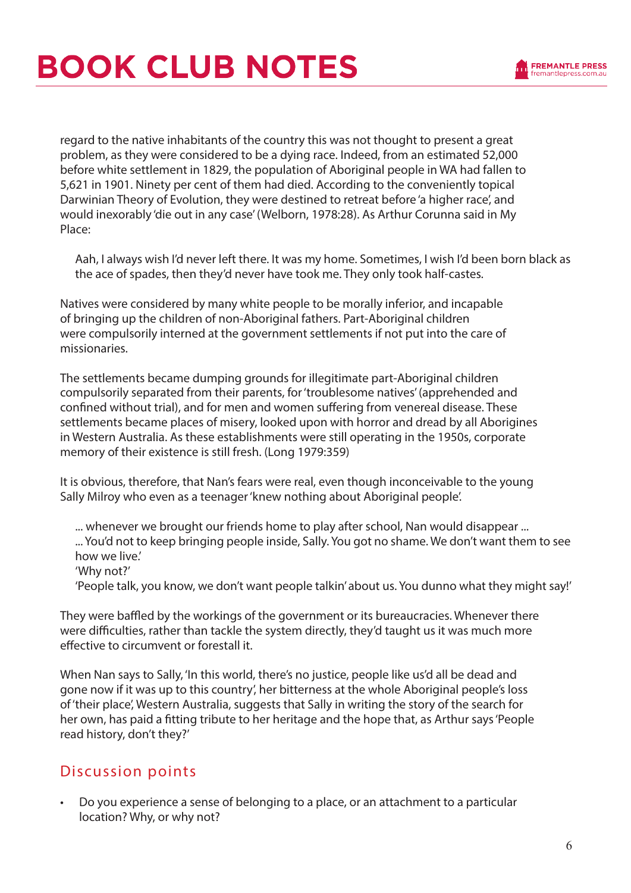regard to the native inhabitants of the country this was not thought to present a great problem, as they were considered to be a dying race. Indeed, from an estimated 52,000 before white settlement in 1829, the population of Aboriginal people in WA had fallen to 5,621 in 1901. Ninety per cent of them had died. According to the conveniently topical Darwinian Theory of Evolution, they were destined to retreat before 'a higher race', and would inexorably 'die out in any case' (Welborn, 1978:28). As Arthur Corunna said in My Place:

> Aah, I always wish I'd never left there. It was my home. Sometimes, I wish I'd been born black as the ace of spades, then they'd never have took me. They only took half-castes.

Natives were considered by many white people to be morally inferior, and incapable of bringing up the children of non-Aboriginal fathers. Part-Aboriginal children were compulsorily interned at the government settlements if not put into the care of missionaries.

The settlements became dumping grounds for illegitimate part-Aboriginal children compulsorily separated from their parents, for 'troublesome natives' (apprehended and confined without trial), and for men and women suffering from venereal disease. These settlements became places of misery, looked upon with horror and dread by all Aborigines in Western Australia. As these establishments were still operating in the 1950s, corporate memory of their existence is still fresh. (Long 1979:359)

It is obvious, therefore, that Nan's fears were real, even though inconceivable to the young Sally Milroy who even as a teenager 'knew nothing about Aboriginal people'.

> ... whenever we brought our friends home to play after school, Nan would disappear ...
> ... You'd not to keep bringing people inside, Sally. You got no shame. We don't want them to see how we live.'
> 'Why not?'
> 'People talk, you know, we don't want people talkin' about us. You dunno what they might say!'

They were baffled by the workings of the government or its bureaucracies. Whenever there were difficulties, rather than tackle the system directly, they'd taught us it was much more effective to circumvent or forestall it.

When Nan says to Sally, 'In this world, there's no justice, people like us'd all be dead and gone now if it was up to this country', her bitterness at the whole Aboriginal people's loss of 'their place', Western Australia, suggests that Sally in writing the story of the search for her own, has paid a fitting tribute to her heritage and the hope that, as Arthur says 'People read history, don't they?'

## Discussion points

- Do you experience a sense of belonging to a place, or an attachment to a particular location? Why, or why not?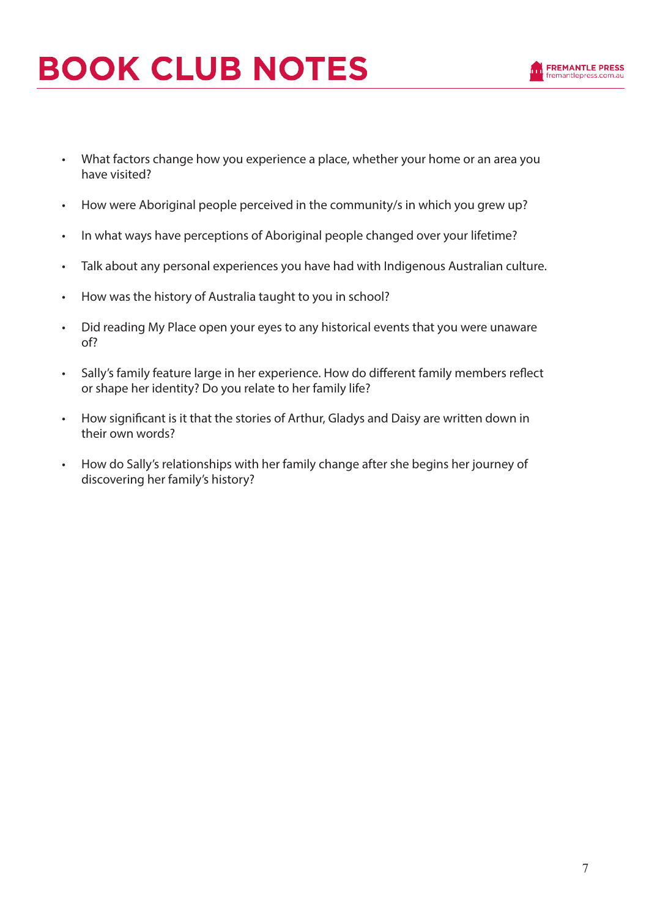- What factors change how you experience a place, whether your home or an area you have visited?
- How were Aboriginal people perceived in the community/s in which you grew up?
- In what ways have perceptions of Aboriginal people changed over your lifetime?
- Talk about any personal experiences you have had with Indigenous Australian culture.
- How was the history of Australia taught to you in school?
- Did reading My Place open your eyes to any historical events that you were unaware of?
- Sally's family feature large in her experience. How do different family members reflect or shape her identity? Do you relate to her family life?
- How significant is it that the stories of Arthur, Gladys and Daisy are written down in their own words?
- How do Sally's relationships with her family change after she begins her journey of discovering her family's history?